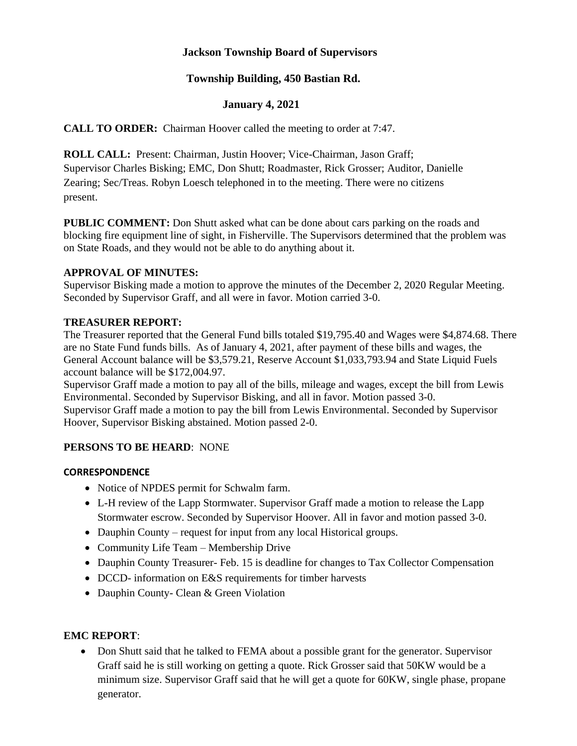# Jackson Township Board of Supervisors

## Township Building, 450 Bastian Rd.

## January 4, 2021

**CALL TO ORDER:** Chairman Hoover called the meeting to order at 7:47.

**ROLL CALL:** Present: Chairman, Justin Hoover; Vice-Chairman, Jason Graff; Supervisor Charles Bisking; EMC, Don Shutt; Roadmaster, Rick Grosser; Auditor, Danielle Zearing; Sec/Treas. Robyn Loesch telephoned in to the meeting. There were no citizens present.

**PUBLIC COMMENT:** Don Shutt asked what can be done about cars parking on the roads and blocking fire equipment line of sight, in Fisherville. The Supervisors determined that the problem was on State Roads, and they would not be able to do anything about it.

**APPROVAL OF MINUTES:**
Supervisor Bisking made a motion to approve the minutes of the December 2, 2020 Regular Meeting. Seconded by Supervisor Graff, and all were in favor. Motion carried 3-0.

**TREASURER REPORT:**
The Treasurer reported that the General Fund bills totaled $19,795.40 and Wages were $4,874.68. There are no State Fund funds bills. As of January 4, 2021, after payment of these bills and wages, the General Account balance will be $3,579.21, Reserve Account $1,033,793.94 and State Liquid Fuels account balance will be $172,004.97.
Supervisor Graff made a motion to pay all of the bills, mileage and wages, except the bill from Lewis Environmental. Seconded by Supervisor Bisking, and all in favor. Motion passed 3-0.
Supervisor Graff made a motion to pay the bill from Lewis Environmental. Seconded by Supervisor Hoover, Supervisor Bisking abstained. Motion passed 2-0.

**PERSONS TO BE HEARD**: NONE

**CORRESPONDENCE**

- Notice of NPDES permit for Schwalm farm.
- L-H review of the Lapp Stormwater. Supervisor Graff made a motion to release the Lapp Stormwater escrow. Seconded by Supervisor Hoover. All in favor and motion passed 3-0.
- Dauphin County – request for input from any local Historical groups.
- Community Life Team – Membership Drive
- Dauphin County Treasurer- Feb. 15 is deadline for changes to Tax Collector Compensation
- DCCD- information on E&S requirements for timber harvests
- Dauphin County- Clean & Green Violation

**EMC REPORT**:

- Don Shutt said that he talked to FEMA about a possible grant for the generator. Supervisor Graff said he is still working on getting a quote. Rick Grosser said that 50KW would be a minimum size. Supervisor Graff said that he will get a quote for 60KW, single phase, propane generator.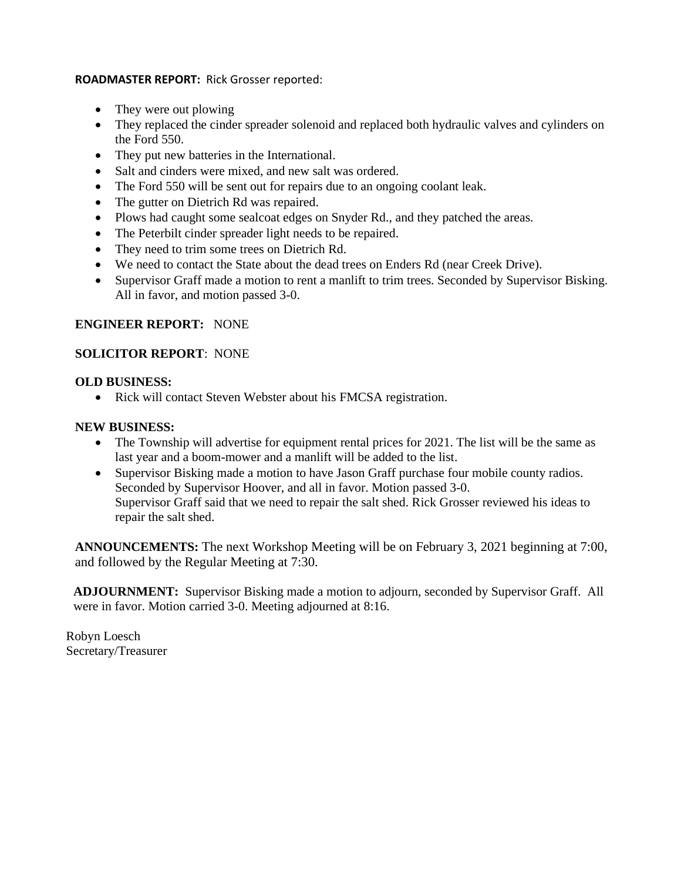**ROADMASTER REPORT:** Rick Grosser reported:

- They were out plowing
- They replaced the cinder spreader solenoid and replaced both hydraulic valves and cylinders on the Ford 550.
- They put new batteries in the International.
- Salt and cinders were mixed, and new salt was ordered.
- The Ford 550 will be sent out for repairs due to an ongoing coolant leak.
- The gutter on Dietrich Rd was repaired.
- Plows had caught some sealcoat edges on Snyder Rd., and they patched the areas.
- The Peterbilt cinder spreader light needs to be repaired.
- They need to trim some trees on Dietrich Rd.
- We need to contact the State about the dead trees on Enders Rd (near Creek Drive).
- Supervisor Graff made a motion to rent a manlift to trim trees. Seconded by Supervisor Bisking. All in favor, and motion passed 3-0.

**ENGINEER REPORT:** NONE

**SOLICITOR REPORT**: NONE

**OLD BUSINESS:**

- Rick will contact Steven Webster about his FMCSA registration.

**NEW BUSINESS:**

- The Township will advertise for equipment rental prices for 2021. The list will be the same as last year and a boom-mower and a manlift will be added to the list.
- Supervisor Bisking made a motion to have Jason Graff purchase four mobile county radios. Seconded by Supervisor Hoover, and all in favor. Motion passed 3-0.
  Supervisor Graff said that we need to repair the salt shed. Rick Grosser reviewed his ideas to repair the salt shed.

**ANNOUNCEMENTS:** The next Workshop Meeting will be on February 3, 2021 beginning at 7:00, and followed by the Regular Meeting at 7:30.

**ADJOURNMENT:** Supervisor Bisking made a motion to adjourn, seconded by Supervisor Graff. All were in favor. Motion carried 3-0. Meeting adjourned at 8:16.

Robyn Loesch
Secretary/Treasurer